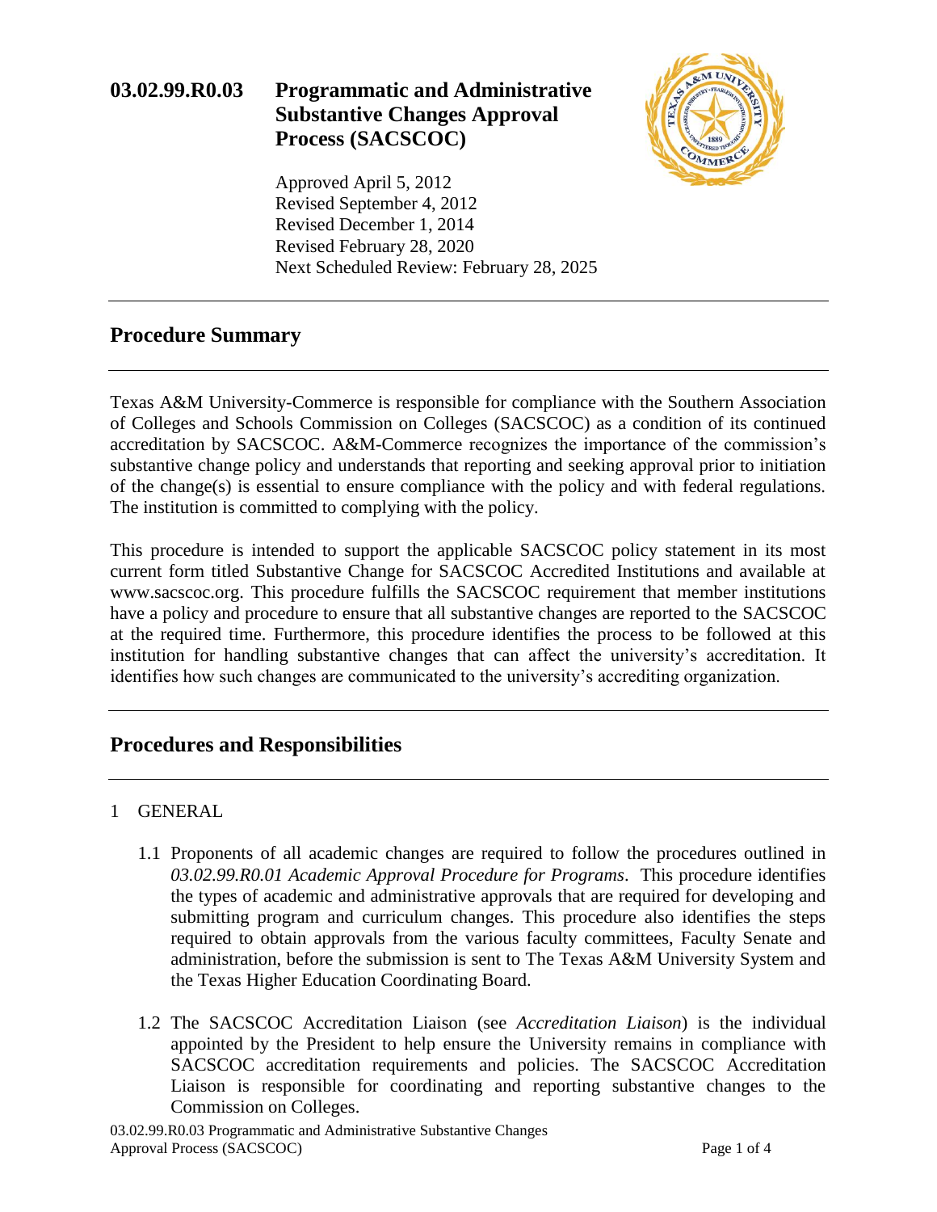# 03.02.99.R0.03 Programmatic and Administrative Substantive Changes Approval Process (SACSCOC)

Approved April 5, 2012
Revised September 4, 2012
Revised December 1, 2014
Revised February 28, 2020
Next Scheduled Review: February 28, 2025

## Procedure Summary

Texas A&M University-Commerce is responsible for compliance with the Southern Association of Colleges and Schools Commission on Colleges (SACSCOC) as a condition of its continued accreditation by SACSCOC. A&M-Commerce recognizes the importance of the commission's substantive change policy and understands that reporting and seeking approval prior to initiation of the change(s) is essential to ensure compliance with the policy and with federal regulations. The institution is committed to complying with the policy.

This procedure is intended to support the applicable SACSCOC policy statement in its most current form titled Substantive Change for SACSCOC Accredited Institutions and available at www.sacscoc.org. This procedure fulfills the SACSCOC requirement that member institutions have a policy and procedure to ensure that all substantive changes are reported to the SACSCOC at the required time. Furthermore, this procedure identifies the process to be followed at this institution for handling substantive changes that can affect the university's accreditation. It identifies how such changes are communicated to the university's accrediting organization.

## Procedures and Responsibilities

1 GENERAL

1.1 Proponents of all academic changes are required to follow the procedures outlined in *03.02.99.R0.01 Academic Approval Procedure for Programs*. This procedure identifies the types of academic and administrative approvals that are required for developing and submitting program and curriculum changes. This procedure also identifies the steps required to obtain approvals from the various faculty committees, Faculty Senate and administration, before the submission is sent to The Texas A&M University System and the Texas Higher Education Coordinating Board.

1.2 The SACSCOC Accreditation Liaison (see *Accreditation Liaison*) is the individual appointed by the President to help ensure the University remains in compliance with SACSCOC accreditation requirements and policies. The SACSCOC Accreditation Liaison is responsible for coordinating and reporting substantive changes to the Commission on Colleges.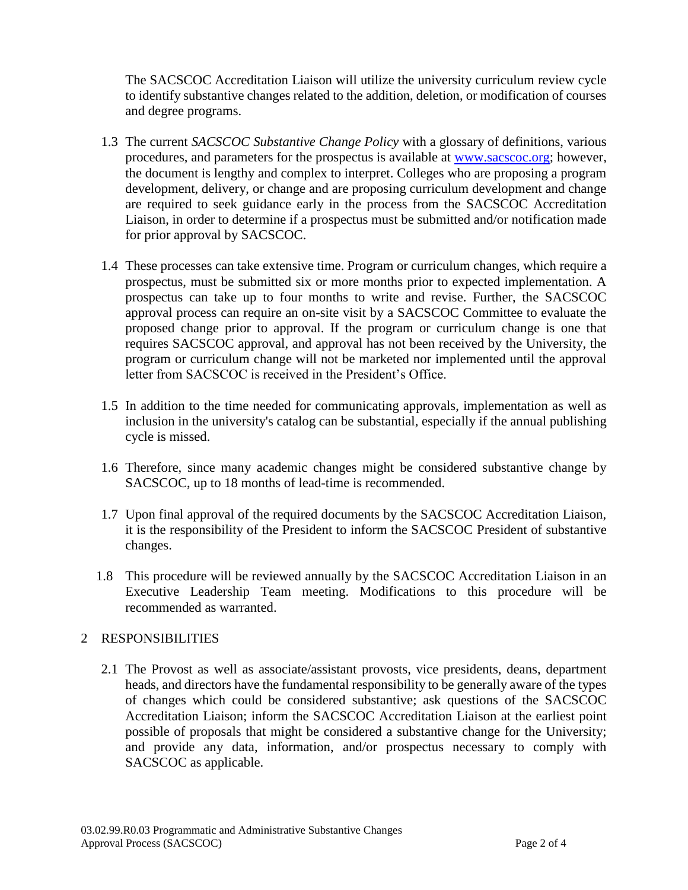The SACSCOC Accreditation Liaison will utilize the university curriculum review cycle to identify substantive changes related to the addition, deletion, or modification of courses and degree programs.

1.3 The current *SACSCOC Substantive Change Policy* with a glossary of definitions, various procedures, and parameters for the prospectus is available at [www.sacscoc.org](http://www.sacscoc.org); however, the document is lengthy and complex to interpret. Colleges who are proposing a program development, delivery, or change and are proposing curriculum development and change are required to seek guidance early in the process from the SACSCOC Accreditation Liaison, in order to determine if a prospectus must be submitted and/or notification made for prior approval by SACSCOC.

1.4 These processes can take extensive time. Program or curriculum changes, which require a prospectus, must be submitted six or more months prior to expected implementation. A prospectus can take up to four months to write and revise. Further, the SACSCOC approval process can require an on-site visit by a SACSCOC Committee to evaluate the proposed change prior to approval. If the program or curriculum change is one that requires SACSCOC approval, and approval has not been received by the University, the program or curriculum change will not be marketed nor implemented until the approval letter from SACSCOC is received in the President's Office.

1.5 In addition to the time needed for communicating approvals, implementation as well as inclusion in the university's catalog can be substantial, especially if the annual publishing cycle is missed.

1.6 Therefore, since many academic changes might be considered substantive change by SACSCOC, up to 18 months of lead-time is recommended.

1.7 Upon final approval of the required documents by the SACSCOC Accreditation Liaison, it is the responsibility of the President to inform the SACSCOC President of substantive changes.

1.8 This procedure will be reviewed annually by the SACSCOC Accreditation Liaison in an Executive Leadership Team meeting. Modifications to this procedure will be recommended as warranted.

## 2 RESPONSIBILITIES

2.1 The Provost as well as associate/assistant provosts, vice presidents, deans, department heads, and directors have the fundamental responsibility to be generally aware of the types of changes which could be considered substantive; ask questions of the SACSCOC Accreditation Liaison; inform the SACSCOC Accreditation Liaison at the earliest point possible of proposals that might be considered a substantive change for the University; and provide any data, information, and/or prospectus necessary to comply with SACSCOC as applicable.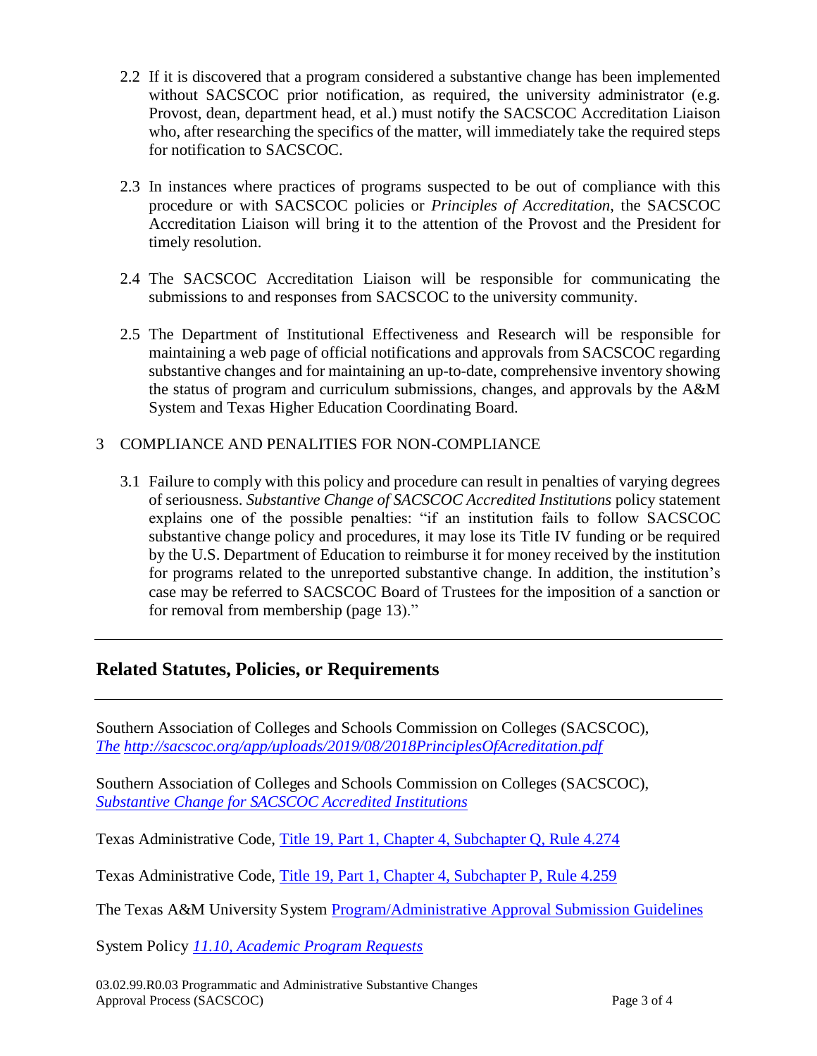2.2 If it is discovered that a program considered a substantive change has been implemented without SACSCOC prior notification, as required, the university administrator (e.g. Provost, dean, department head, et al.) must notify the SACSCOC Accreditation Liaison who, after researching the specifics of the matter, will immediately take the required steps for notification to SACSCOC.

2.3 In instances where practices of programs suspected to be out of compliance with this procedure or with SACSCOC policies or *Principles of Accreditation*, the SACSCOC Accreditation Liaison will bring it to the attention of the Provost and the President for timely resolution.

2.4 The SACSCOC Accreditation Liaison will be responsible for communicating the submissions to and responses from SACSCOC to the university community.

2.5 The Department of Institutional Effectiveness and Research will be responsible for maintaining a web page of official notifications and approvals from SACSCOC regarding substantive changes and for maintaining an up-to-date, comprehensive inventory showing the status of program and curriculum submissions, changes, and approvals by the A&M System and Texas Higher Education Coordinating Board.

3 COMPLIANCE AND PENALITIES FOR NON-COMPLIANCE

3.1 Failure to comply with this policy and procedure can result in penalties of varying degrees of seriousness. *Substantive Change of SACSCOC Accredited Institutions* policy statement explains one of the possible penalties: "if an institution fails to follow SACSCOC substantive change policy and procedures, it may lose its Title IV funding or be required by the U.S. Department of Education to reimburse it for money received by the institution for programs related to the unreported substantive change. In addition, the institution's case may be referred to SACSCOC Board of Trustees for the imposition of a sanction or for removal from membership (page 13)."

---

## Related Statutes, Policies, or Requirements

---

Southern Association of Colleges and Schools Commission on Colleges (SACSCOC), *The http://sacscoc.org/app/uploads/2019/08/2018PrinciplesOfAcreditation.pdf*

Southern Association of Colleges and Schools Commission on Colleges (SACSCOC), *Substantive Change for SACSCOC Accredited Institutions*

Texas Administrative Code, Title 19, Part 1, Chapter 4, Subchapter Q, Rule 4.274

Texas Administrative Code, Title 19, Part 1, Chapter 4, Subchapter P, Rule 4.259

The Texas A&M University System Program/Administrative Approval Submission Guidelines

System Policy *11.10, Academic Program Requests*

03.02.99.R0.03 Programmatic and Administrative Substantive Changes Approval Process (SACSCOC)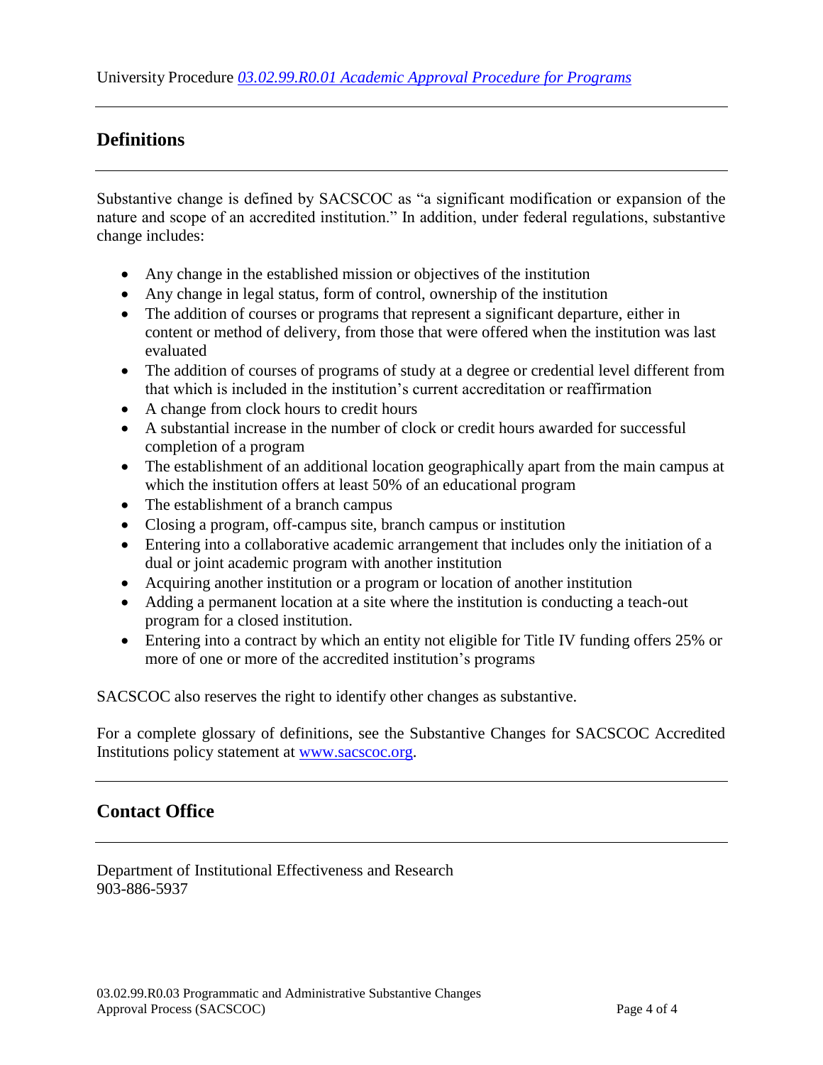University Procedure *[03.02.99.R0.01 Academic Approval Procedure for Programs](#)*

## Definitions

Substantive change is defined by SACSCOC as "a significant modification or expansion of the nature and scope of an accredited institution." In addition, under federal regulations, substantive change includes:

- Any change in the established mission or objectives of the institution
- Any change in legal status, form of control, ownership of the institution
- The addition of courses or programs that represent a significant departure, either in content or method of delivery, from those that were offered when the institution was last evaluated
- The addition of courses of programs of study at a degree or credential level different from that which is included in the institution's current accreditation or reaffirmation
- A change from clock hours to credit hours
- A substantial increase in the number of clock or credit hours awarded for successful completion of a program
- The establishment of an additional location geographically apart from the main campus at which the institution offers at least 50% of an educational program
- The establishment of a branch campus
- Closing a program, off-campus site, branch campus or institution
- Entering into a collaborative academic arrangement that includes only the initiation of a dual or joint academic program with another institution
- Acquiring another institution or a program or location of another institution
- Adding a permanent location at a site where the institution is conducting a teach-out program for a closed institution.
- Entering into a contract by which an entity not eligible for Title IV funding offers 25% or more of one or more of the accredited institution's programs

SACSCOC also reserves the right to identify other changes as substantive.

For a complete glossary of definitions, see the Substantive Changes for SACSCOC Accredited Institutions policy statement at [www.sacscoc.org](http://www.sacscoc.org).

## Contact Office

Department of Institutional Effectiveness and Research
903-886-5937